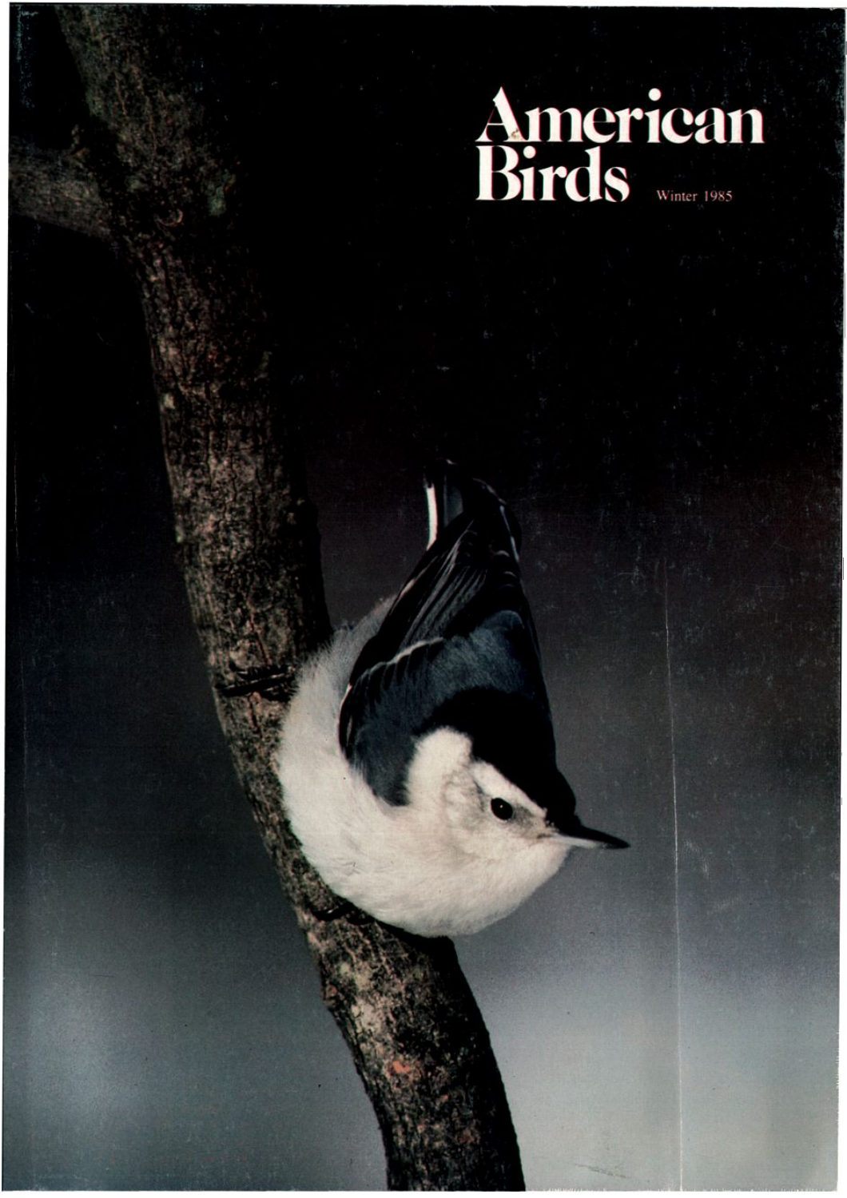# American Birds

Winter 1985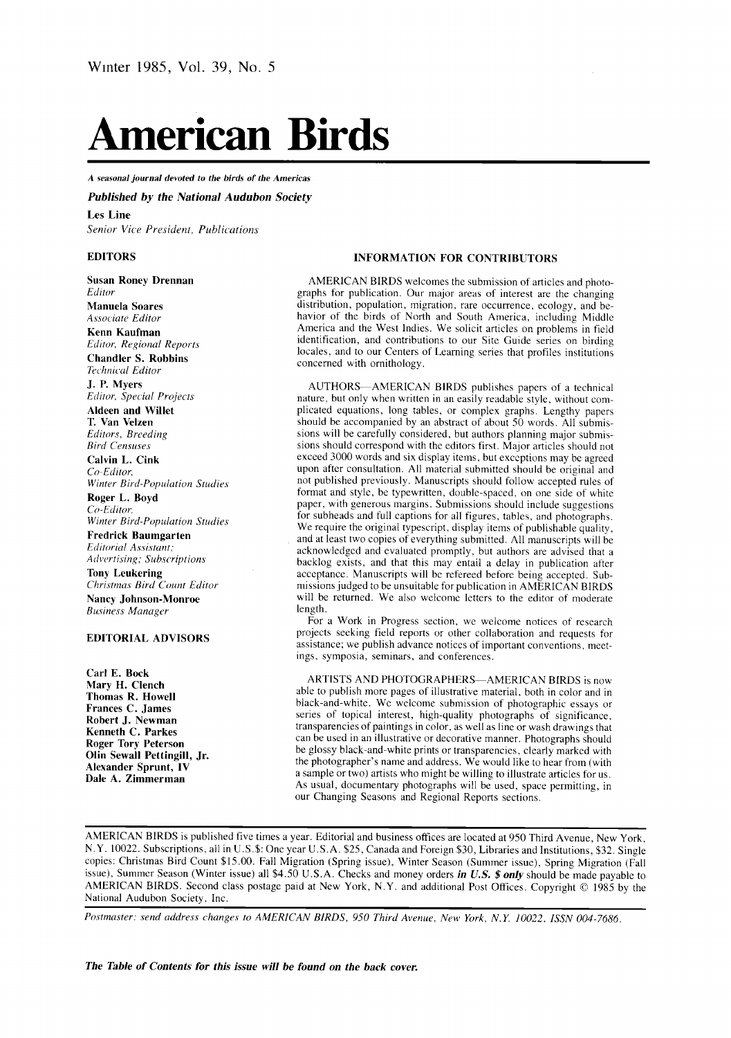Winter 1985, Vol. 39, No. 5

# American Birds

*A seasonal journal devoted to the birds of the Americas*

***Published by the National Audubon Society***

**Les Line**
*Senior Vice President, Publications*

## EDITORS

**Susan Roney Drennan**
*Editor*

**Manuela Soares**
*Associate Editor*

**Kenn Kaufman**
*Editor, Regional Reports*

**Chandler S. Robbins**
*Technical Editor*

**J. P. Myers**
*Editor, Special Projects*

**Aldeen and Willet T. Van Velzen**
*Editors, Breeding Bird Censuses*

**Calvin L. Cink**
*Co-Editor, Winter Bird-Population Studies*

**Roger L. Boyd**
*Co-Editor, Winter Bird-Population Studies*

**Fredrick Baumgarten**
*Editorial Assistant; Advertising; Subscriptions*

**Tony Leukering**
*Christmas Bird Count Editor*

**Nancy Johnson-Monroe**
*Business Manager*

## EDITORIAL ADVISORS

**Carl E. Bock**
**Mary H. Clench**
**Thomas R. Howell**
**Frances C. James**
**Robert J. Newman**
**Kenneth C. Parkes**
**Roger Tory Peterson**
**Olin Sewall Pettingill, Jr.**
**Alexander Sprunt, IV**
**Dale A. Zimmerman**

## INFORMATION FOR CONTRIBUTORS

AMERICAN BIRDS welcomes the submission of articles and photographs for publication. Our major areas of interest are the changing distribution, population, migration, rare occurrence, ecology, and behavior of the birds of North and South America, including Middle America and the West Indies. We solicit articles on problems in field identification, and contributions to our Site Guide series on birding locales, and to our Centers of Learning series that profiles institutions concerned with ornithology.

AUTHORS—AMERICAN BIRDS publishes papers of a technical nature, but only when written in an easily readable style, without complicated equations, long tables, or complex graphs. Lengthy papers should be accompanied by an abstract of about 50 words. All submissions will be carefully considered, but authors planning major submissions should correspond with the editors first. Major articles should not exceed 3000 words and six display items, but exceptions may be agreed upon after consultation. All material submitted should be original and not published previously. Manuscripts should follow accepted rules of format and style, be typewritten, double-spaced, on one side of white paper, with generous margins. Submissions should include suggestions for subheads and full captions for all figures, tables, and photographs. We require the original typescript, display items of publishable quality, and at least two copies of everything submitted. All manuscripts will be acknowledged and evaluated promptly, but authors are advised that a backlog exists, and that this may entail a delay in publication after acceptance. Manuscripts will be refereed before being accepted. Submissions judged to be unsuitable for publication in AMERICAN BIRDS will be returned. We also welcome letters to the editor of moderate length.

For a Work in Progress section, we welcome notices of research projects seeking field reports or other collaboration and requests for assistance; we publish advance notices of important conventions, meetings, symposia, seminars, and conferences.

ARTISTS AND PHOTOGRAPHERS—AMERICAN BIRDS is now able to publish more pages of illustrative material, both in color and in black-and-white. We welcome submission of photographic essays or series of topical interest, high-quality photographs of significance, transparencies of paintings in color, as well as line or wash drawings that can be used in an illustrative or decorative manner. Photographs should be glossy black-and-white prints or transparencies, clearly marked with the photographer's name and address. We would like to hear from (with a sample or two) artists who might be willing to illustrate articles for us. As usual, documentary photographs will be used, space permitting, in our Changing Seasons and Regional Reports sections.

---

AMERICAN BIRDS is published five times a year. Editorial and business offices are located at 950 Third Avenue, New York, N.Y. 10022. Subscriptions, all in U.S.$: One year U.S.A. $25, Canada and Foreign $30, Libraries and Institutions, $32. Single copies: Christmas Bird Count $15.00. Fall Migration (Spring issue), Winter Season (Summer issue), Spring Migration (Fall issue), Summer Season (Winter issue) all $4.50 U.S.A. Checks and money orders ***in U.S. $ only*** should be made payable to AMERICAN BIRDS. Second class postage paid at New York, N.Y. and additional Post Offices. Copyright © 1985 by the National Audubon Society, Inc.

*Postmaster: send address changes to AMERICAN BIRDS, 950 Third Avenue, New York, N.Y. 10022. ISSN 004-7686.*

***The Table of Contents for this issue will be found on the back cover.***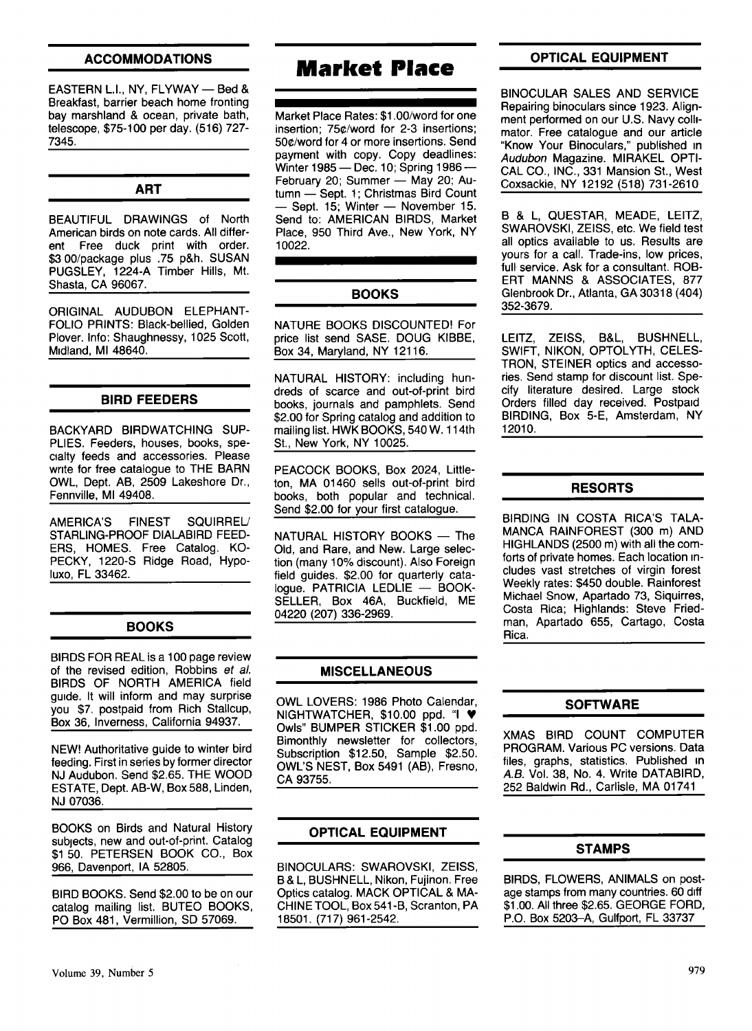# Market Place

Market Place Rates: \$1.00/word for one insertion; 75¢/word for 2-3 insertions; 50¢/word for 4 or more insertions. Send payment with copy. Copy deadlines: Winter 1985 — Dec. 10; Spring 1986 — February 20; Summer — May 20; Autumn — Sept. 1; Christmas Bird Count — Sept. 15; Winter — November 15. Send to: AMERICAN BIRDS, Market Place, 950 Third Ave., New York, NY 10022.

## ACCOMMODATIONS

EASTERN L.I., NY, FLYWAY — Bed & Breakfast, barrier beach home fronting bay marshland & ocean, private bath, telescope, \$75-100 per day. (516) 727-7345.

## ART

BEAUTIFUL DRAWINGS of North American birds on note cards. All different Free duck print with order. \$3 00/package plus .75 p&h. SUSAN PUGSLEY, 1224-A Timber Hills, Mt. Shasta, CA 96067.

ORIGINAL AUDUBON ELEPHANT-FOLIO PRINTS: Black-bellied, Golden Plover. Info: Shaughnessy, 1025 Scott, Midland, MI 48640.

## BIRD FEEDERS

BACKYARD BIRDWATCHING SUPPLIES. Feeders, houses, books, specialty feeds and accessories. Please write for free catalogue to THE BARN OWL, Dept. AB, 2509 Lakeshore Dr., Fennville, MI 49408.

AMERICA'S FINEST SQUIRREL/STARLING-PROOF DIALABIRD FEEDERS, HOMES. Free Catalog. KOPECKY, 1220-S Ridge Road, Hypoluxo, FL 33462.

## BOOKS

BIRDS FOR REAL is a 100 page review of the revised edition, Robbins *et al.* BIRDS OF NORTH AMERICA field guide. It will inform and may surprise you \$7. postpaid from Rich Stallcup, Box 36, Inverness, California 94937.

NEW! Authoritative guide to winter bird feeding. First in series by former director NJ Audubon. Send \$2.65. THE WOOD ESTATE, Dept. AB-W, Box 588, Linden, NJ 07036.

BOOKS on Birds and Natural History subjects, new and out-of-print. Catalog \$1 50. PETERSEN BOOK CO., Box 966, Davenport, IA 52805.

BIRD BOOKS. Send \$2.00 to be on our catalog mailing list. BUTEO BOOKS, PO Box 481, Vermillion, SD 57069.

## BOOKS

NATURE BOOKS DISCOUNTED! For price list send SASE. DOUG KIBBE, Box 34, Maryland, NY 12116.

NATURAL HISTORY: including hundreds of scarce and out-of-print bird books, journals and pamphlets. Send \$2.00 for Spring catalog and addition to mailing list. HWK BOOKS, 540 W. 114th St., New York, NY 10025.

PEACOCK BOOKS, Box 2024, Littleton, MA 01460 sells out-of-print bird books, both popular and technical. Send \$2.00 for your first catalogue.

NATURAL HISTORY BOOKS — The Old, and Rare, and New. Large selection (many 10% discount). Also Foreign field guides. \$2.00 for quarterly catalogue. PATRICIA LEDLIE — BOOKSELLER, Box 46A, Buckfield, ME 04220 (207) 336-2969.

## MISCELLANEOUS

OWL LOVERS: 1986 Photo Calendar, NIGHTWATCHER, \$10.00 ppd. "I ♥ Owls" BUMPER STICKER \$1.00 ppd. Bimonthly newsletter for collectors, Subscription \$12.50, Sample \$2.50. OWL'S NEST, Box 5491 (AB), Fresno, CA 93755.

## OPTICAL EQUIPMENT

BINOCULARS: SWAROVSKI, ZEISS, B & L, BUSHNELL, Nikon, Fujinon. Free Optics catalog. MACK OPTICAL & MACHINE TOOL, Box 541-B, Scranton, PA 18501. (717) 961-2542.

## OPTICAL EQUIPMENT

BINOCULAR SALES AND SERVICE Repairing binoculars since 1923. Alignment performed on our U.S. Navy collimator. Free catalogue and our article "Know Your Binoculars," published in *Audubon* Magazine. MIRAKEL OPTICAL CO., INC., 331 Mansion St., West Coxsackie, NY 12192 (518) 731-2610

B & L, QUESTAR, MEADE, LEITZ, SWAROVSKI, ZEISS, etc. We field test all optics available to us. Results are yours for a call. Trade-ins, low prices, full service. Ask for a consultant. ROBERT MANNS & ASSOCIATES, 877 Glenbrook Dr., Atlanta, GA 30318 (404) 352-3679.

LEITZ, ZEISS, B&L, BUSHNELL, SWIFT, NIKON, OPTOLYTH, CELESTRON, STEINER optics and accessories. Send stamp for discount list. Specify literature desired. Large stock Orders filled day received. Postpaid BIRDING, Box 5-E, Amsterdam, NY 12010.

## RESORTS

BIRDING IN COSTA RICA'S TALAMANCA RAINFOREST (300 m) AND HIGHLANDS (2500 m) with all the comforts of private homes. Each location includes vast stretches of virgin forest Weekly rates: \$450 double. Rainforest Michael Snow, Apartado 73, Siquirres, Costa Rica; Highlands: Steve Friedman, Apartado 655, Cartago, Costa Rica.

## SOFTWARE

XMAS BIRD COUNT COMPUTER PROGRAM. Various PC versions. Data files, graphs, statistics. Published in *A.B.* Vol. 38, No. 4. Write DATABIRD, 252 Baldwin Rd., Carlisle, MA 01741

## STAMPS

BIRDS, FLOWERS, ANIMALS on postage stamps from many countries. 60 diff \$1.00. All three \$2.65. GEORGE FORD, P.O. Box 5203–A, Gulfport, FL 33737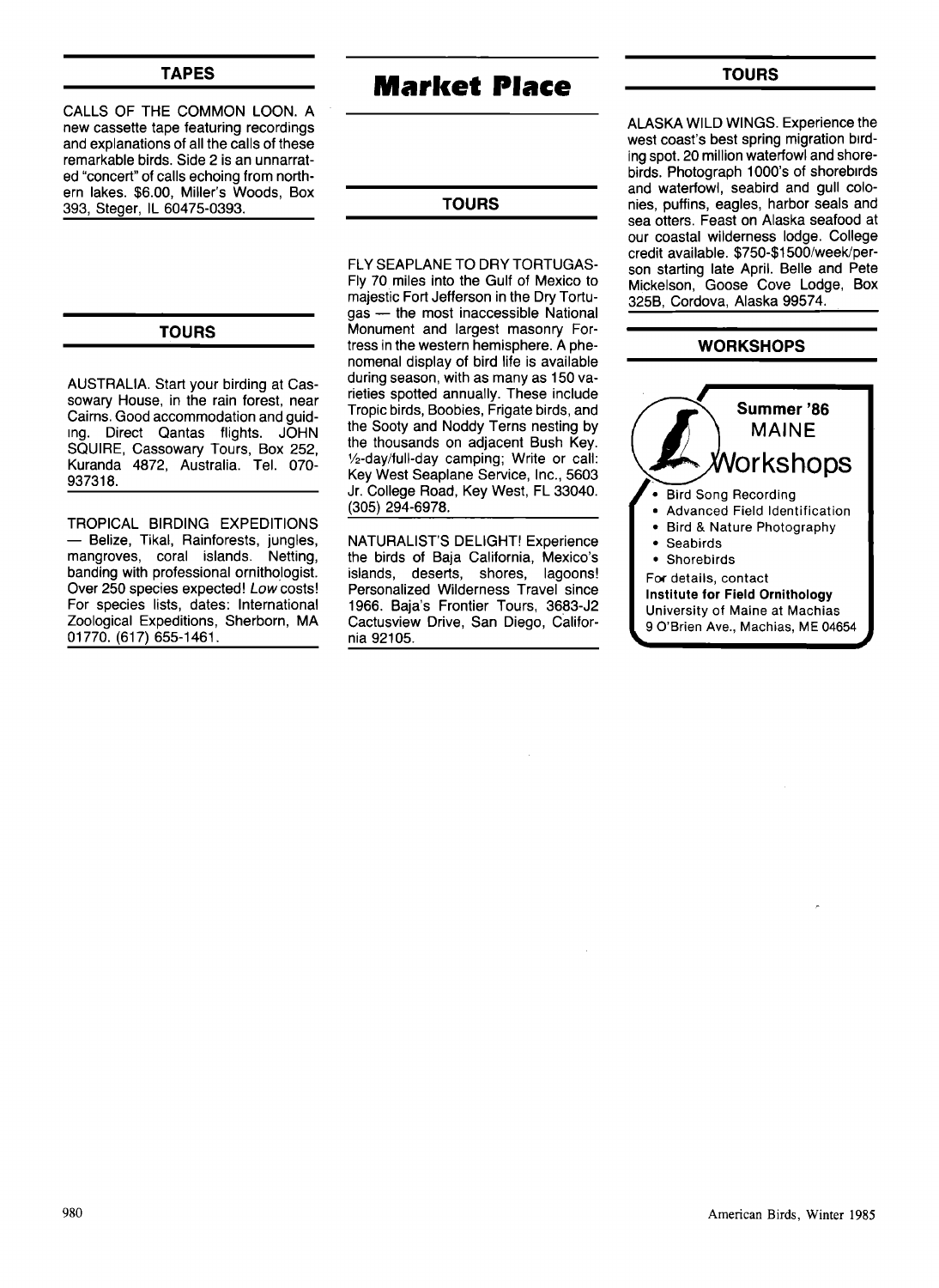# Market Place

## TAPES

CALLS OF THE COMMON LOON. A new cassette tape featuring recordings and explanations of all the calls of these remarkable birds. Side 2 is an unnarrated "concert" of calls echoing from northern lakes. $6.00, Miller's Woods, Box 393, Steger, IL 60475-0393.

## TOURS

AUSTRALIA. Start your birding at Cassowary House, in the rain forest, near Cairns. Good accommodation and guiding. Direct Qantas flights. JOHN SQUIRE, Cassowary Tours, Box 252, Kuranda 4872, Australia. Tel. 070-937318.

TROPICAL BIRDING EXPEDITIONS — Belize, Tikal, Rainforests, jungles, mangroves, coral islands. Netting, banding with professional ornithologist. Over 250 species expected! *Low* costs! For species lists, dates: International Zoological Expeditions, Sherborn, MA 01770. (617) 655-1461.

## TOURS

FLY SEAPLANE TO DRY TORTUGAS- Fly 70 miles into the Gulf of Mexico to majestic Fort Jefferson in the Dry Tortugas — the most inaccessible National Monument and largest masonry Fortress in the western hemisphere. A phenomenal display of bird life is available during season, with as many as 150 varieties spotted annually. These include Tropic birds, Boobies, Frigate birds, and the Sooty and Noddy Terns nesting by the thousands on adjacent Bush Key. ½-day/full-day camping; Write or call: Key West Seaplane Service, Inc., 5603 Jr. College Road, Key West, FL 33040. (305) 294-6978.

NATURALIST'S DELIGHT! Experience the birds of Baja California, Mexico's islands, deserts, shores, lagoons! Personalized Wilderness Travel since 1966. Baja's Frontier Tours, 3683-J2 Cactusview Drive, San Diego, California 92105.

## TOURS

ALASKA WILD WINGS. Experience the west coast's best spring migration birding spot. 20 million waterfowl and shorebirds. Photograph 1000's of shorebirds and waterfowl, seabird and gull colonies, puffins, eagles, harbor seals and sea otters. Feast on Alaska seafood at our coastal wilderness lodge. College credit available. $750-$1500/week/person starting late April. Belle and Pete Mickelson, Goose Cove Lodge, Box 325B, Cordova, Alaska 99574.

## WORKSHOPS

**Summer '86**
MAINE
Workshops

- Bird Song Recording
- Advanced Field Identification
- Bird & Nature Photography
- Seabirds
- Shorebirds

For details, contact
**Institute for Field Ornithology**
University of Maine at Machias
9 O'Brien Ave., Machias, ME 04654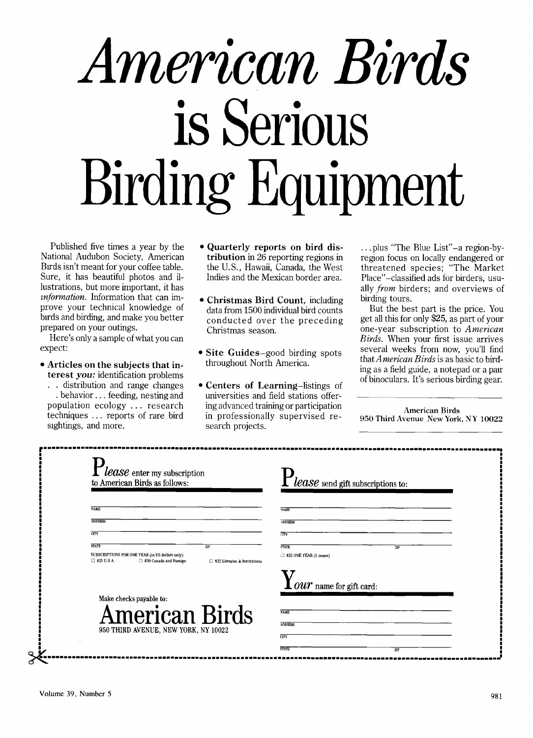# *American Birds* is Serious Birding Equipment

Published five times a year by the National Audubon Society, American Birds isn't meant for your coffee table. Sure, it has beautiful photos and illustrations, but more important, it has *information*. Information that can improve your technical knowledge of birds and birding, and make you better prepared on your outings.

Here's only a sample of what you can expect:

- **Articles on the subjects that interest *you*:** identification problems . . distribution and range changes . behavior . . . feeding, nesting and population ecology . . . research techniques . . . reports of rare bird sightings, and more.
- **Quarterly reports on bird distribution** in 26 reporting regions in the U.S., Hawaii, Canada, the West Indies and the Mexican border area.
- **Christmas Bird Count,** including data from 1500 individual bird counts conducted over the preceding Christmas season.
- **Site Guides**–good birding spots throughout North America.
- **Centers of Learning**–listings of universities and field stations offering advanced training or participation in professionally supervised research projects.

. . . plus "The Blue List"–a region-by-region focus on locally endangered or threatened species; "The Market Place"–classified ads for birders, usually *from* birders; and overviews of birding tours.

But the best part is the price. You get all this for only $25, as part of your one-year subscription to *American Birds*. When your first issue arrives several weeks from now, you'll find that *American Birds* is as basic to birding as a field guide, a notepad or a pair of binoculars. It's serious birding gear.

American Birds
950 Third Avenue New York, NY 10022

---

**P*lease*** enter my subscription to American Birds as follows:

NAME

ADDRESS

CITY

STATE ZIP

SUBSCRIPTIONS FOR ONE YEAR (in US dollars only):
☐ $25 U.S.A. ☐ $30 Canada and Foreign ☐ $32 Libraries & Institutions

Make checks payable to:

**American Birds**
950 THIRD AVENUE, NEW YORK, NY 10022

**P*lease*** send gift subscriptions to:

NAME

ADDRESS

CITY

STATE ZIP

☐ $25 ONE YEAR (5 issues)

**Y*our*** name for gift card:

NAME

ADDRESS

CITY

STATE ZIP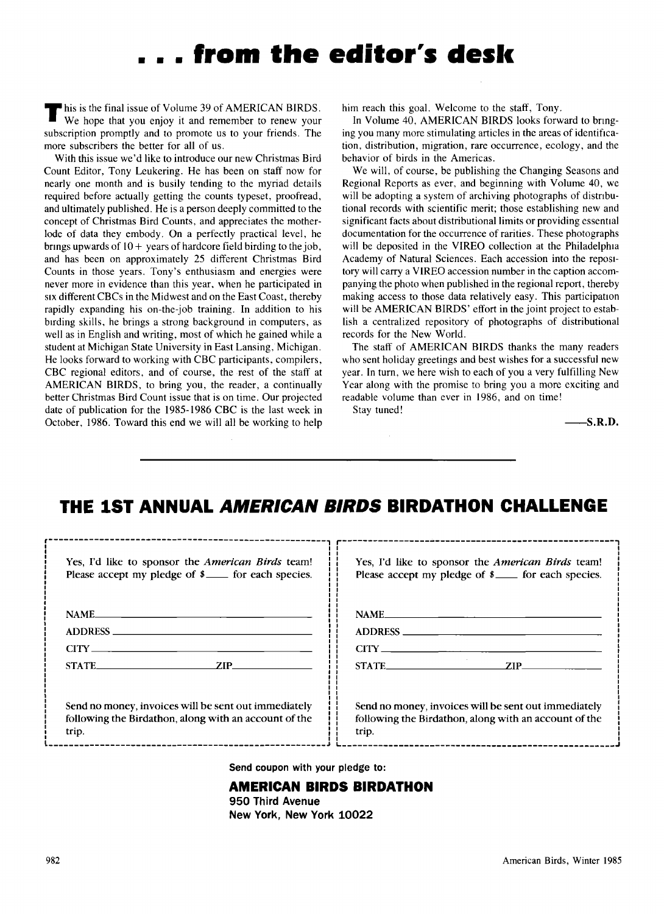# . . . from the editor's desk

This is the final issue of Volume 39 of AMERICAN BIRDS. We hope that you enjoy it and remember to renew your subscription promptly and to promote us to your friends. The more subscribers the better for all of us.

With this issue we'd like to introduce our new Christmas Bird Count Editor, Tony Leukering. He has been on staff now for nearly one month and is busily tending to the myriad details required before actually getting the counts typeset, proofread, and ultimately published. He is a person deeply committed to the concept of Christmas Bird Counts, and appreciates the motherlode of data they embody. On a perfectly practical level, he brings upwards of 10+ years of hardcore field birding to the job, and has been on approximately 25 different Christmas Bird Counts in those years. Tony's enthusiasm and energies were never more in evidence than this year, when he participated in six different CBCs in the Midwest and on the East Coast, thereby rapidly expanding his on-the-job training. In addition to his birding skills, he brings a strong background in computers, as well as in English and writing, most of which he gained while a student at Michigan State University in East Lansing, Michigan. He looks forward to working with CBC participants, compilers, CBC regional editors, and of course, the rest of the staff at AMERICAN BIRDS, to bring you, the reader, a continually better Christmas Bird Count issue that is on time. Our projected date of publication for the 1985-1986 CBC is the last week in October, 1986. Toward this end we will all be working to help him reach this goal. Welcome to the staff, Tony.

In Volume 40, AMERICAN BIRDS looks forward to bringing you many more stimulating articles in the areas of identification, distribution, migration, rare occurrence, ecology, and the behavior of birds in the Americas.

We will, of course, be publishing the Changing Seasons and Regional Reports as ever, and beginning with Volume 40, we will be adopting a system of archiving photographs of distributional records with scientific merit; those establishing new and significant facts about distributional limits or providing essential documentation for the occurrence of rarities. These photographs will be deposited in the VIREO collection at the Philadelphia Academy of Natural Sciences. Each accession into the repository will carry a VIREO accession number in the caption accompanying the photo when published in the regional report, thereby making access to those data relatively easy. This participation will be AMERICAN BIRDS' effort in the joint project to establish a centralized repository of photographs of distributional records for the New World.

The staff of AMERICAN BIRDS thanks the many readers who sent holiday greetings and best wishes for a successful new year. In turn, we here wish to each of you a very fulfilling New Year along with the promise to bring you a more exciting and readable volume than ever in 1986, and on time!

Stay tuned!

—S.R.D.

---

## THE 1ST ANNUAL *AMERICAN BIRDS* BIRDATHON CHALLENGE

Yes, I'd like to sponsor the *American Birds* team! Please accept my pledge of $____ for each species.

NAME ____________________

ADDRESS ____________________

CITY ____________________

STATE ____________ ZIP ____________

Send no money, invoices will be sent out immediately following the Birdathon, along with an account of the trip.

---

Yes, I'd like to sponsor the *American Birds* team! Please accept my pledge of $____ for each species.

NAME ____________________

ADDRESS ____________________

CITY ____________________

STATE ____________ ZIP ____________

Send no money, invoices will be sent out immediately following the Birdathon, along with an account of the trip.

---

**Send coupon with your pledge to:**

**AMERICAN BIRDS BIRDATHON**
**950 Third Avenue**
**New York, New York 10022**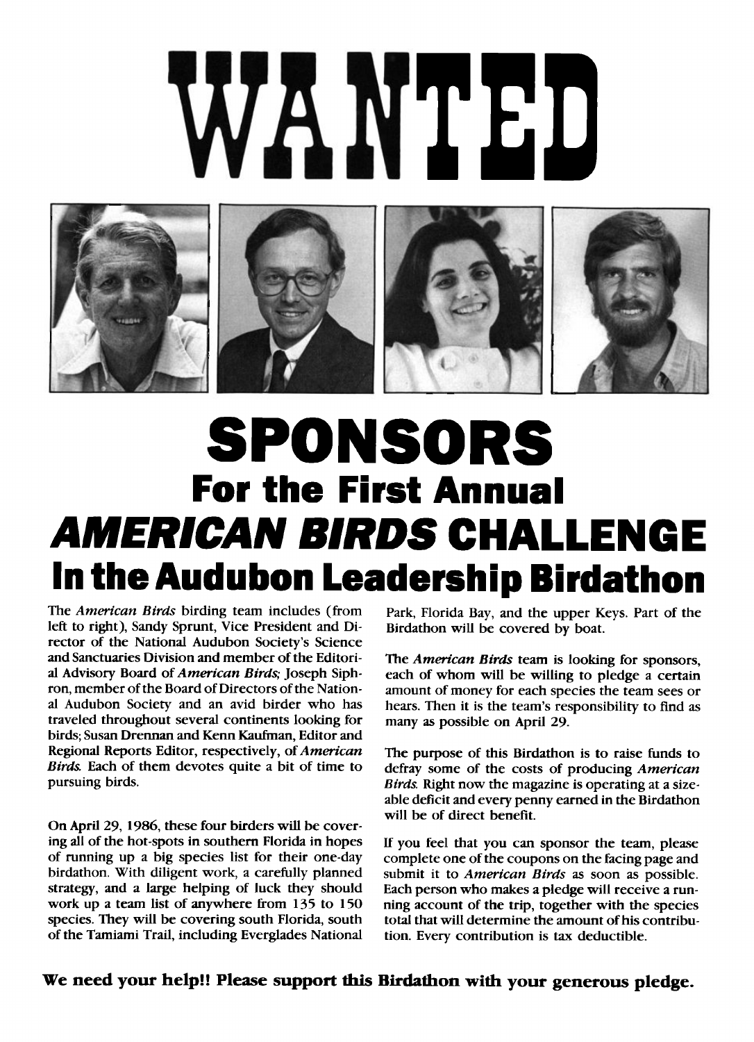# WANTED

# SPONSORS

## For the First Annual

## *AMERICAN BIRDS* CHALLENGE

## In the Audubon Leadership Birdathon

The *American Birds* birding team includes (from left to right), Sandy Sprunt, Vice President and Director of the National Audubon Society's Science and Sanctuaries Division and member of the Editorial Advisory Board of *American Birds;* Joseph Siphron, member of the Board of Directors of the National Audubon Society and an avid birder who has traveled throughout several continents looking for birds; Susan Drennan and Kenn Kaufman, Editor and Regional Reports Editor, respectively, of *American Birds.* Each of them devotes quite a bit of time to pursuing birds.

On April 29, 1986, these four birders will be covering all of the hot-spots in southern Florida in hopes of running up a big species list for their one-day birdathon. With diligent work, a carefully planned strategy, and a large helping of luck they should work up a team list of anywhere from 135 to 150 species. They will be covering south Florida, south of the Tamiami Trail, including Everglades National Park, Florida Bay, and the upper Keys. Part of the Birdathon will be covered by boat.

The *American Birds* team is looking for sponsors, each of whom will be willing to pledge a certain amount of money for each species the team sees or hears. Then it is the team's responsibility to find as many as possible on April 29.

The purpose of this Birdathon is to raise funds to defray some of the costs of producing *American Birds.* Right now the magazine is operating at a sizeable deficit and every penny earned in the Birdathon will be of direct benefit.

If you feel that you can sponsor the team, please complete one of the coupons on the facing page and submit it to *American Birds* as soon as possible. Each person who makes a pledge will receive a running account of the trip, together with the species total that will determine the amount of his contribution. Every contribution is tax deductible.

**We need your help!! Please support this Birdathon with your generous pledge.**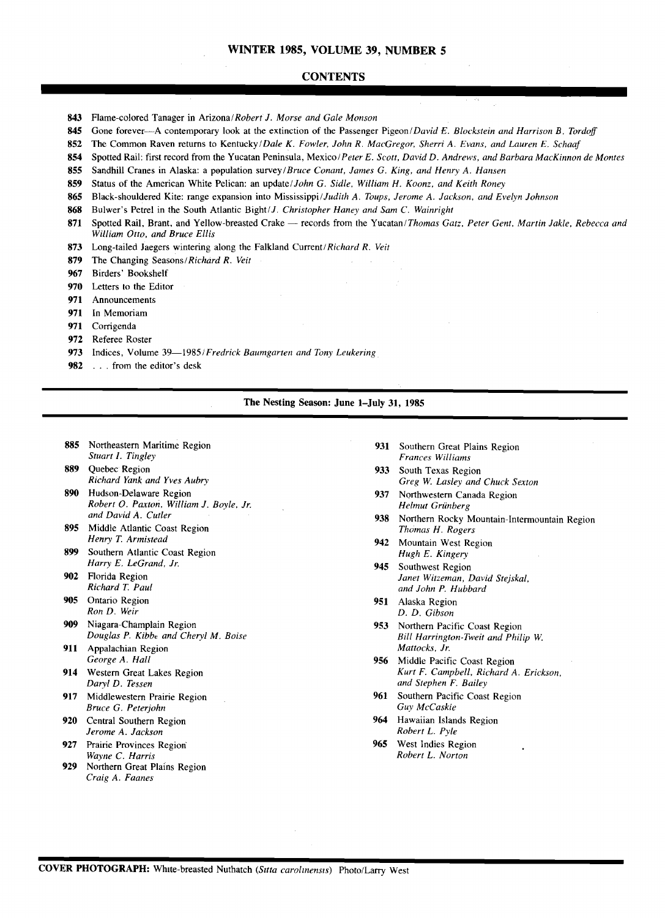## WINTER 1985, VOLUME 39, NUMBER 5

## CONTENTS

**843** Flame-colored Tanager in Arizona/*Robert J. Morse and Gale Monson*

**845** Gone forever—A contemporary look at the extinction of the Passenger Pigeon/*David E. Blockstein and Harrison B. Tordoff*

**852** The Common Raven returns to Kentucky/*Dale K. Fowler, John R. MacGregor, Sherri A. Evans, and Lauren E. Schaaf*

**854** Spotted Rail: first record from the Yucatan Peninsula, Mexico/*Peter E. Scott, David D. Andrews, and Barbara MacKinnon de Montes*

**855** Sandhill Cranes in Alaska: a population survey/*Bruce Conant, James G. King, and Henry A. Hansen*

**859** Status of the American White Pelican: an update/*John G. Sidle, William H. Koonz, and Keith Roney*

**865** Black-shouldered Kite: range expansion into Mississippi/*Judith A. Toups, Jerome A. Jackson, and Evelyn Johnson*

**868** Bulwer's Petrel in the South Atlantic Bight/*J. Christopher Haney and Sam C. Wainright*

**871** Spotted Rail, Brant, and Yellow-breasted Crake — records from the Yucatan/*Thomas Gatz, Peter Gent, Martin Jakle, Rebecca and William Otto, and Bruce Ellis*

**873** Long-tailed Jaegers wintering along the Falkland Current/*Richard R. Veit*

**879** The Changing Seasons/*Richard R. Veit*

**967** Birders' Bookshelf

**970** Letters to the Editor

**971** Announcements

**971** In Memoriam

**971** Corrigenda

**972** Referee Roster

**973** Indices, Volume 39—1985/*Fredrick Baumgarten and Tony Leukering*

**982** . . . from the editor's desk

## The Nesting Season: June 1–July 31, 1985

**885** Northeastern Maritime Region
*Stuart I. Tingley*

**889** Quebec Region
*Richard Yank and Yves Aubry*

**890** Hudson-Delaware Region
*Robert O. Paxton, William J. Boyle, Jr. and David A. Cutler*

**895** Middle Atlantic Coast Region
*Henry T. Armistead*

**899** Southern Atlantic Coast Region
*Harry E. LeGrand, Jr.*

**902** Florida Region
*Richard T. Paul*

**905** Ontario Region
*Ron D. Weir*

**909** Niagara-Champlain Region
*Douglas P. Kibbe and Cheryl M. Boise*

**911** Appalachian Region
*George A. Hall*

**914** Western Great Lakes Region
*Daryl D. Tessen*

**917** Middlewestern Prairie Region
*Bruce G. Peterjohn*

**920** Central Southern Region
*Jerome A. Jackson*

**927** Prairie Provinces Region
*Wayne C. Harris*

**929** Northern Great Plains Region
*Craig A. Faanes*

**931** Southern Great Plains Region
*Frances Williams*

**933** South Texas Region
*Greg W. Lasley and Chuck Sexton*

**937** Northwestern Canada Region
*Helmut Grünberg*

**938** Northern Rocky Mountain-Intermountain Region
*Thomas H. Rogers*

**942** Mountain West Region
*Hugh E. Kingery*

**945** Southwest Region
*Janet Witzeman, David Stejskal, and John P. Hubbard*

**951** Alaska Region
*D. D. Gibson*

**953** Northern Pacific Coast Region
*Bill Harrington-Tweit and Philip W. Mattocks, Jr.*

**956** Middle Pacific Coast Region
*Kurt F. Campbell, Richard A. Erickson, and Stephen F. Bailey*

**961** Southern Pacific Coast Region
*Guy McCaskie*

**964** Hawaiian Islands Region
*Robert L. Pyle*

**965** West Indies Region
*Robert L. Norton*

**COVER PHOTOGRAPH:** White-breasted Nuthatch (*Sitta carolinensis*) Photo/Larry West